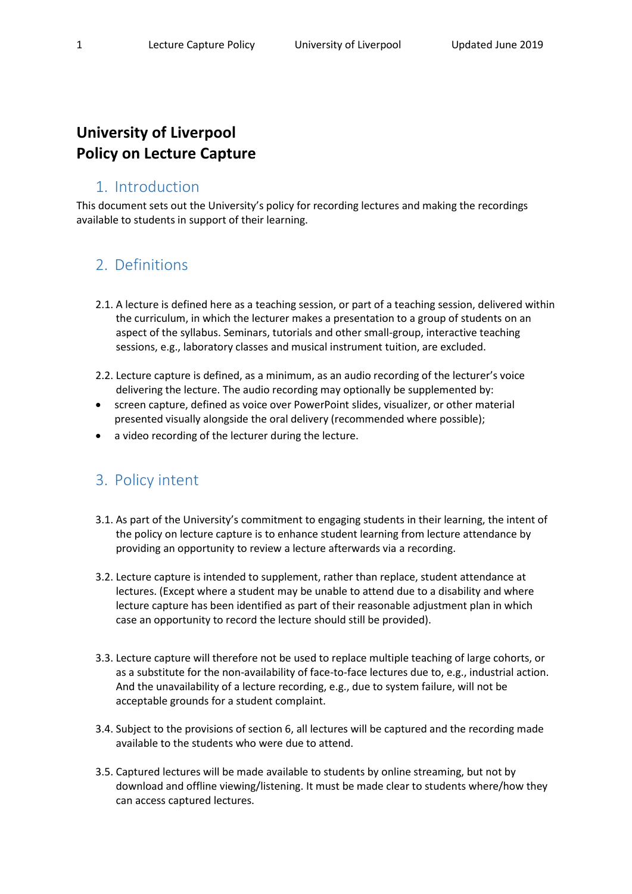# University of Liverpool
# Policy on Lecture Capture

## 1. Introduction

This document sets out the University's policy for recording lectures and making the recordings available to students in support of their learning.

## 2. Definitions

2.1. A lecture is defined here as a teaching session, or part of a teaching session, delivered within the curriculum, in which the lecturer makes a presentation to a group of students on an aspect of the syllabus. Seminars, tutorials and other small-group, interactive teaching sessions, e.g., laboratory classes and musical instrument tuition, are excluded.

2.2. Lecture capture is defined, as a minimum, as an audio recording of the lecturer's voice delivering the lecture. The audio recording may optionally be supplemented by:

- screen capture, defined as voice over PowerPoint slides, visualizer, or other material presented visually alongside the oral delivery (recommended where possible);
- a video recording of the lecturer during the lecture.

## 3. Policy intent

3.1. As part of the University's commitment to engaging students in their learning, the intent of the policy on lecture capture is to enhance student learning from lecture attendance by providing an opportunity to review a lecture afterwards via a recording.

3.2. Lecture capture is intended to supplement, rather than replace, student attendance at lectures. (Except where a student may be unable to attend due to a disability and where lecture capture has been identified as part of their reasonable adjustment plan in which case an opportunity to record the lecture should still be provided).

3.3. Lecture capture will therefore not be used to replace multiple teaching of large cohorts, or as a substitute for the non-availability of face-to-face lectures due to, e.g., industrial action. And the unavailability of a lecture recording, e.g., due to system failure, will not be acceptable grounds for a student complaint.

3.4. Subject to the provisions of section 6, all lectures will be captured and the recording made available to the students who were due to attend.

3.5. Captured lectures will be made available to students by online streaming, but not by download and offline viewing/listening. It must be made clear to students where/how they can access captured lectures.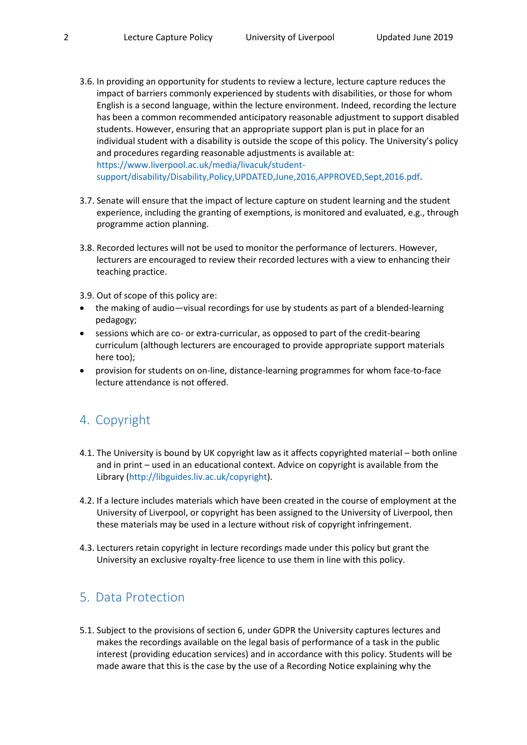3.6. In providing an opportunity for students to review a lecture, lecture capture reduces the impact of barriers commonly experienced by students with disabilities, or those for whom English is a second language, within the lecture environment. Indeed, recording the lecture has been a common recommended anticipatory reasonable adjustment to support disabled students. However, ensuring that an appropriate support plan is put in place for an individual student with a disability is outside the scope of this policy. The University's policy and procedures regarding reasonable adjustments is available at: https://www.liverpool.ac.uk/media/livacuk/student-support/disability/Disability,Policy,UPDATED,June,2016,APPROVED,Sept,2016.pdf.

3.7. Senate will ensure that the impact of lecture capture on student learning and the student experience, including the granting of exemptions, is monitored and evaluated, e.g., through programme action planning.

3.8. Recorded lectures will not be used to monitor the performance of lecturers. However, lecturers are encouraged to review their recorded lectures with a view to enhancing their teaching practice.

3.9. Out of scope of this policy are:

- the making of audio—visual recordings for use by students as part of a blended-learning pedagogy;
- sessions which are co- or extra-curricular, as opposed to part of the credit-bearing curriculum (although lecturers are encouraged to provide appropriate support materials here too);
- provision for students on on-line, distance-learning programmes for whom face-to-face lecture attendance is not offered.

## 4. Copyright

4.1. The University is bound by UK copyright law as it affects copyrighted material – both online and in print – used in an educational context. Advice on copyright is available from the Library (http://libguides.liv.ac.uk/copyright).

4.2. If a lecture includes materials which have been created in the course of employment at the University of Liverpool, or copyright has been assigned to the University of Liverpool, then these materials may be used in a lecture without risk of copyright infringement.

4.3. Lecturers retain copyright in lecture recordings made under this policy but grant the University an exclusive royalty-free licence to use them in line with this policy.

## 5. Data Protection

5.1. Subject to the provisions of section 6, under GDPR the University captures lectures and makes the recordings available on the legal basis of performance of a task in the public interest (providing education services) and in accordance with this policy. Students will be made aware that this is the case by the use of a Recording Notice explaining why the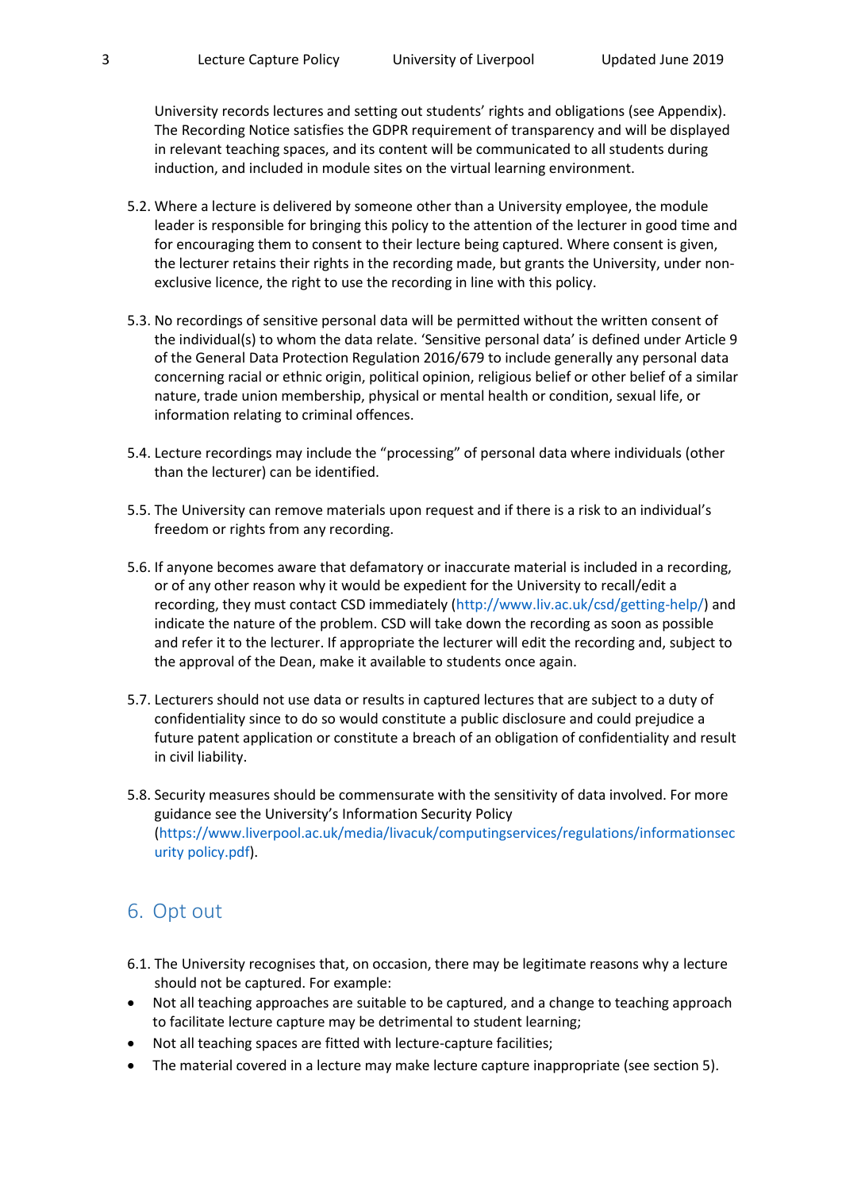University records lectures and setting out students' rights and obligations (see Appendix). The Recording Notice satisfies the GDPR requirement of transparency and will be displayed in relevant teaching spaces, and its content will be communicated to all students during induction, and included in module sites on the virtual learning environment.

5.2. Where a lecture is delivered by someone other than a University employee, the module leader is responsible for bringing this policy to the attention of the lecturer in good time and for encouraging them to consent to their lecture being captured. Where consent is given, the lecturer retains their rights in the recording made, but grants the University, under non-exclusive licence, the right to use the recording in line with this policy.

5.3. No recordings of sensitive personal data will be permitted without the written consent of the individual(s) to whom the data relate. 'Sensitive personal data' is defined under Article 9 of the General Data Protection Regulation 2016/679 to include generally any personal data concerning racial or ethnic origin, political opinion, religious belief or other belief of a similar nature, trade union membership, physical or mental health or condition, sexual life, or information relating to criminal offences.

5.4. Lecture recordings may include the "processing" of personal data where individuals (other than the lecturer) can be identified.

5.5. The University can remove materials upon request and if there is a risk to an individual's freedom or rights from any recording.

5.6. If anyone becomes aware that defamatory or inaccurate material is included in a recording, or of any other reason why it would be expedient for the University to recall/edit a recording, they must contact CSD immediately (http://www.liv.ac.uk/csd/getting-help/) and indicate the nature of the problem. CSD will take down the recording as soon as possible and refer it to the lecturer. If appropriate the lecturer will edit the recording and, subject to the approval of the Dean, make it available to students once again.

5.7. Lecturers should not use data or results in captured lectures that are subject to a duty of confidentiality since to do so would constitute a public disclosure and could prejudice a future patent application or constitute a breach of an obligation of confidentiality and result in civil liability.

5.8. Security measures should be commensurate with the sensitivity of data involved. For more guidance see the University's Information Security Policy (https://www.liverpool.ac.uk/media/livacuk/computingservices/regulations/informationsecurity policy.pdf).

## 6. Opt out

6.1. The University recognises that, on occasion, there may be legitimate reasons why a lecture should not be captured. For example:

- Not all teaching approaches are suitable to be captured, and a change to teaching approach to facilitate lecture capture may be detrimental to student learning;
- Not all teaching spaces are fitted with lecture-capture facilities;
- The material covered in a lecture may make lecture capture inappropriate (see section 5).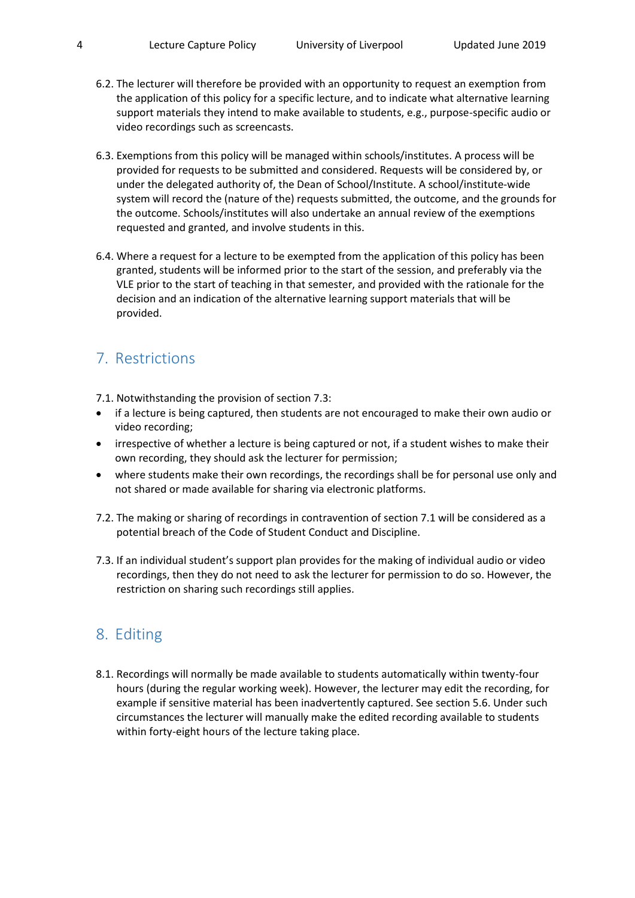6.2. The lecturer will therefore be provided with an opportunity to request an exemption from the application of this policy for a specific lecture, and to indicate what alternative learning support materials they intend to make available to students, e.g., purpose-specific audio or video recordings such as screencasts.

6.3. Exemptions from this policy will be managed within schools/institutes. A process will be provided for requests to be submitted and considered. Requests will be considered by, or under the delegated authority of, the Dean of School/Institute. A school/institute-wide system will record the (nature of the) requests submitted, the outcome, and the grounds for the outcome. Schools/institutes will also undertake an annual review of the exemptions requested and granted, and involve students in this.

6.4. Where a request for a lecture to be exempted from the application of this policy has been granted, students will be informed prior to the start of the session, and preferably via the VLE prior to the start of teaching in that semester, and provided with the rationale for the decision and an indication of the alternative learning support materials that will be provided.

## 7. Restrictions

7.1. Notwithstanding the provision of section 7.3:

- if a lecture is being captured, then students are not encouraged to make their own audio or video recording;
- irrespective of whether a lecture is being captured or not, if a student wishes to make their own recording, they should ask the lecturer for permission;
- where students make their own recordings, the recordings shall be for personal use only and not shared or made available for sharing via electronic platforms.

7.2. The making or sharing of recordings in contravention of section 7.1 will be considered as a potential breach of the Code of Student Conduct and Discipline.

7.3. If an individual student's support plan provides for the making of individual audio or video recordings, then they do not need to ask the lecturer for permission to do so. However, the restriction on sharing such recordings still applies.

## 8. Editing

8.1. Recordings will normally be made available to students automatically within twenty-four hours (during the regular working week). However, the lecturer may edit the recording, for example if sensitive material has been inadvertently captured. See section 5.6. Under such circumstances the lecturer will manually make the edited recording available to students within forty-eight hours of the lecture taking place.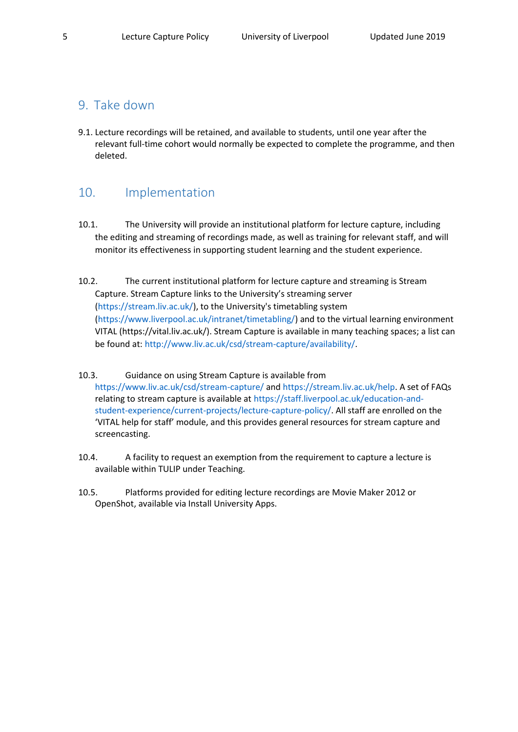## 9. Take down

9.1. Lecture recordings will be retained, and available to students, until one year after the relevant full-time cohort would normally be expected to complete the programme, and then deleted.

## 10. Implementation

10.1. The University will provide an institutional platform for lecture capture, including the editing and streaming of recordings made, as well as training for relevant staff, and will monitor its effectiveness in supporting student learning and the student experience.

10.2. The current institutional platform for lecture capture and streaming is Stream Capture. Stream Capture links to the University's streaming server (https://stream.liv.ac.uk/), to the University's timetabling system (https://www.liverpool.ac.uk/intranet/timetabling/) and to the virtual learning environment VITAL (https://vital.liv.ac.uk/). Stream Capture is available in many teaching spaces; a list can be found at: http://www.liv.ac.uk/csd/stream-capture/availability/.

10.3. Guidance on using Stream Capture is available from https://www.liv.ac.uk/csd/stream-capture/ and https://stream.liv.ac.uk/help. A set of FAQs relating to stream capture is available at https://staff.liverpool.ac.uk/education-and-student-experience/current-projects/lecture-capture-policy/. All staff are enrolled on the 'VITAL help for staff' module, and this provides general resources for stream capture and screencasting.

10.4. A facility to request an exemption from the requirement to capture a lecture is available within TULIP under Teaching.

10.5. Platforms provided for editing lecture recordings are Movie Maker 2012 or OpenShot, available via Install University Apps.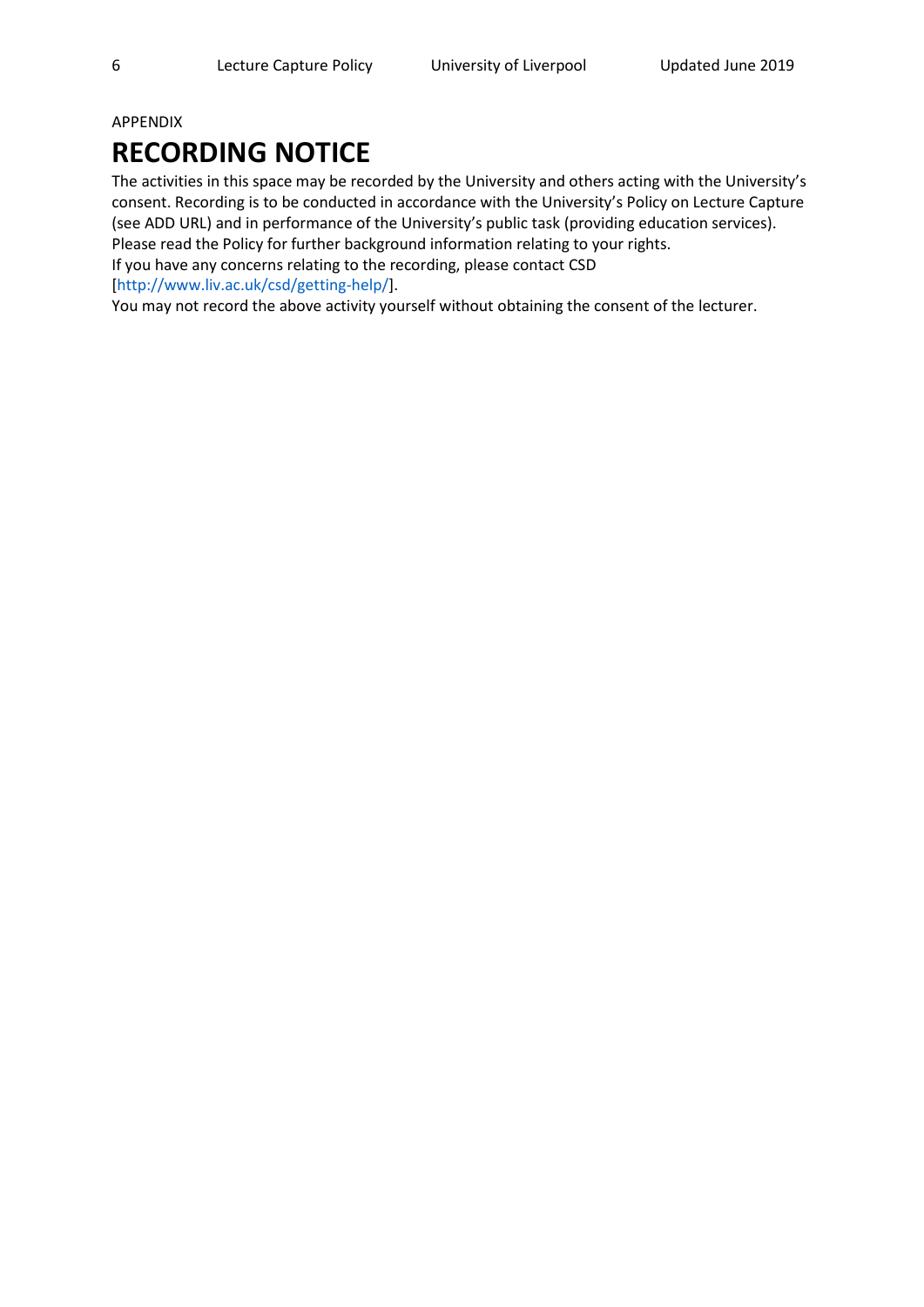APPENDIX

# RECORDING NOTICE

The activities in this space may be recorded by the University and others acting with the University's consent. Recording is to be conducted in accordance with the University's Policy on Lecture Capture (see ADD URL) and in performance of the University's public task (providing education services). Please read the Policy for further background information relating to your rights.
If you have any concerns relating to the recording, please contact CSD [http://www.liv.ac.uk/csd/getting-help/].
You may not record the above activity yourself without obtaining the consent of the lecturer.